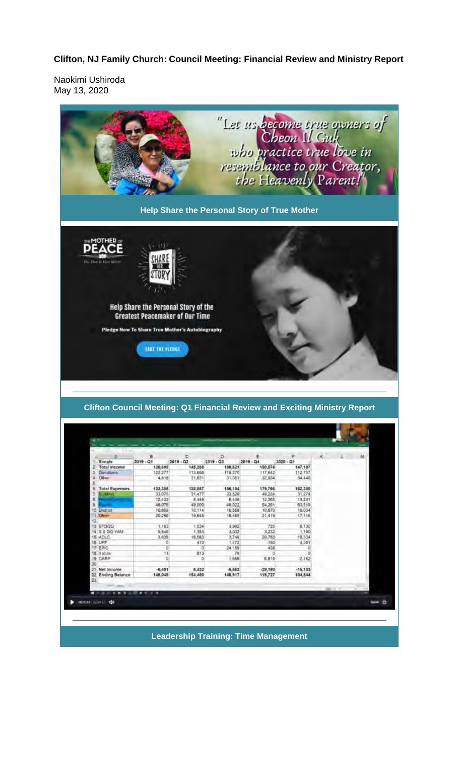**Clifton, NJ Family Church: Council Meeting: Financial Review and Ministry Report**

Naokimi Ushiroda
May 13, 2020

**Help Share the Personal Story of True Mother**

**Clifton Council Meeting: Q1 Financial Review and Exciting Ministry Report**

**Leadership Training: Time Management**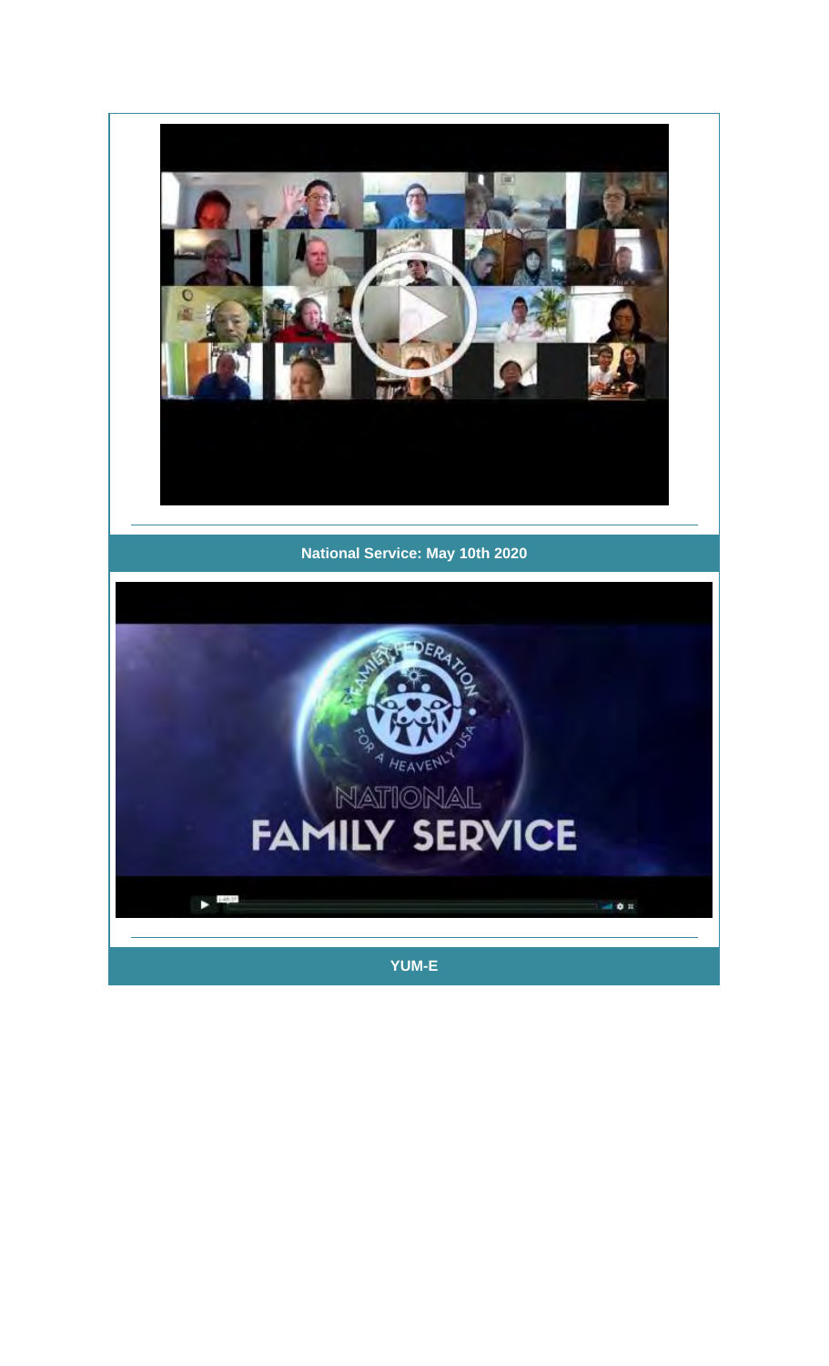## National Service: May 10th 2020

## YUM-E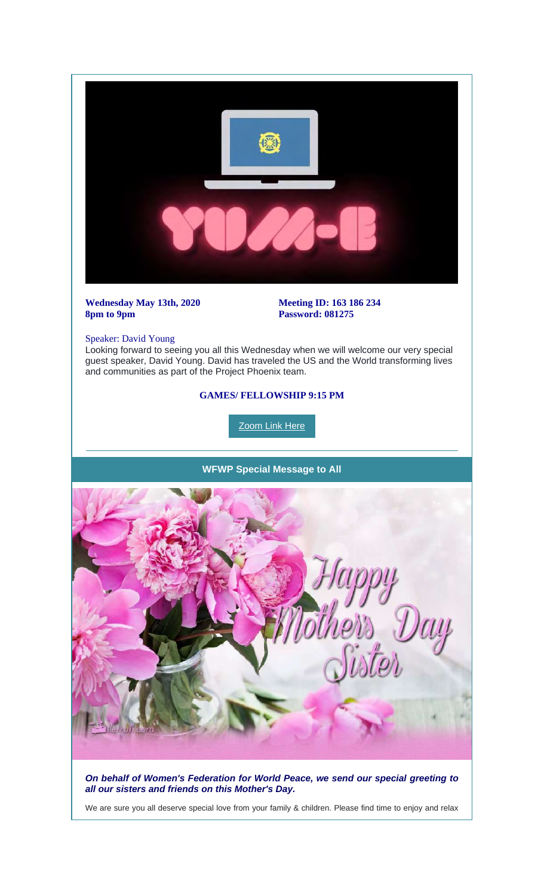**Wednesday May 13th, 2020**
**8pm to 9pm**

**Meeting ID: 163 186 234**
**Password: 081275**

Speaker: David Young

Looking forward to seeing you all this Wednesday when we will welcome our very special guest speaker, David Young. David has traveled the US and the World transforming lives and communities as part of the Project Phoenix team.

**GAMES/ FELLOWSHIP 9:15 PM**

Zoom Link Here

---

**WFWP Special Message to All**

***On behalf of Women's Federation for World Peace, we send our special greeting to all our sisters and friends on this Mother's Day.***

We are sure you all deserve special love from your family & children. Please find time to enjoy and relax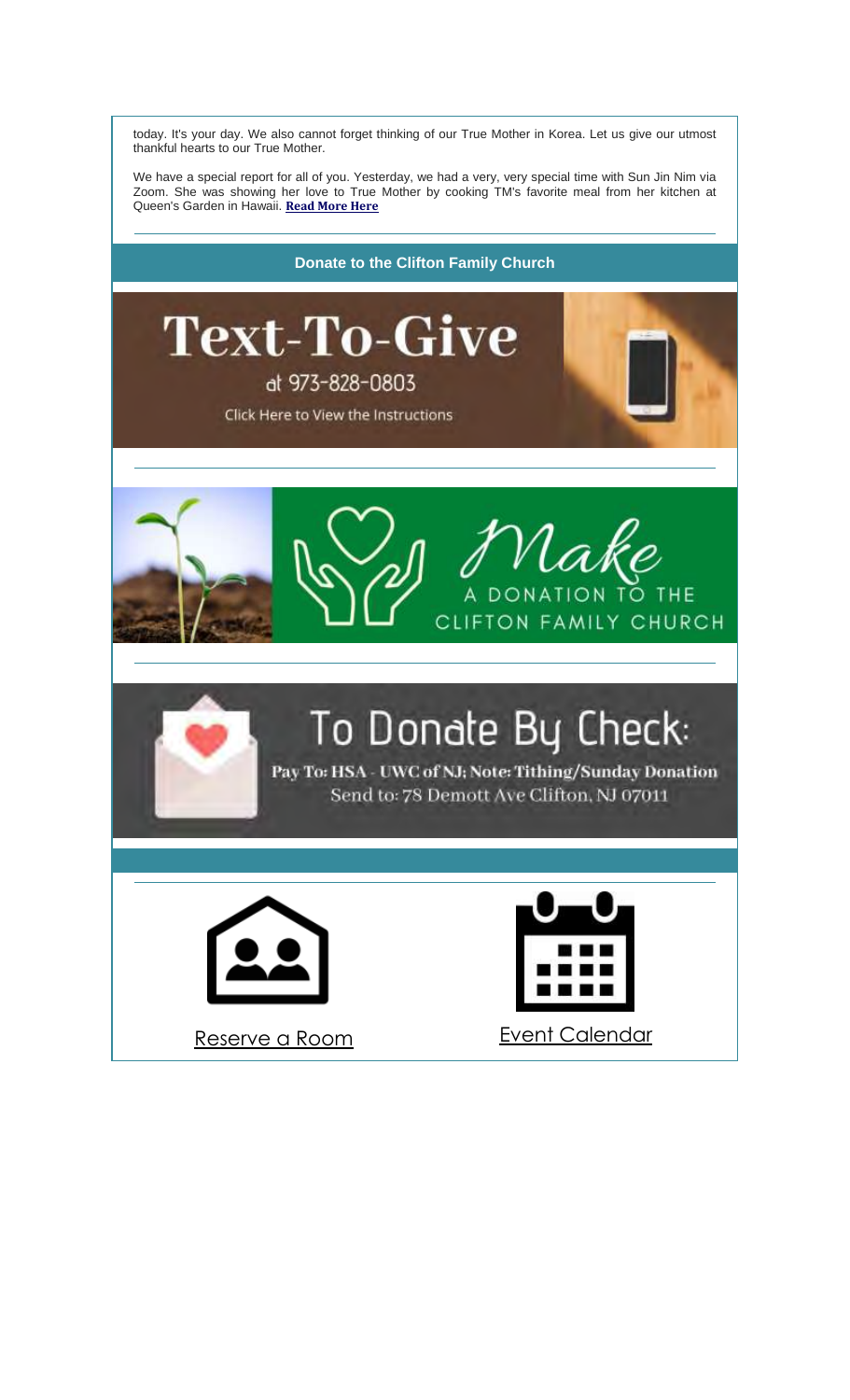today. It's your day. We also cannot forget thinking of our True Mother in Korea. Let us give our utmost thankful hearts to our True Mother.

We have a special report for all of you. Yesterday, we had a very, very special time with Sun Jin Nim via Zoom. She was showing her love to True Mother by cooking TM's favorite meal from her kitchen at Queen's Garden in Hawaii. **Read More Here**

---

**Donate to the Clifton Family Church**

# Text-To-Give

at 973-828-0803

Click Here to View the Instructions

---

*Make* A DONATION TO THE CLIFTON FAMILY CHURCH

---

# To Donate By Check:

**Pay To: HSA - UWC of NJ; Note: Tithing/Sunday Donation**

Send to: 78 Demott Ave Clifton, NJ 07011

---

Reserve a Room

Event Calendar